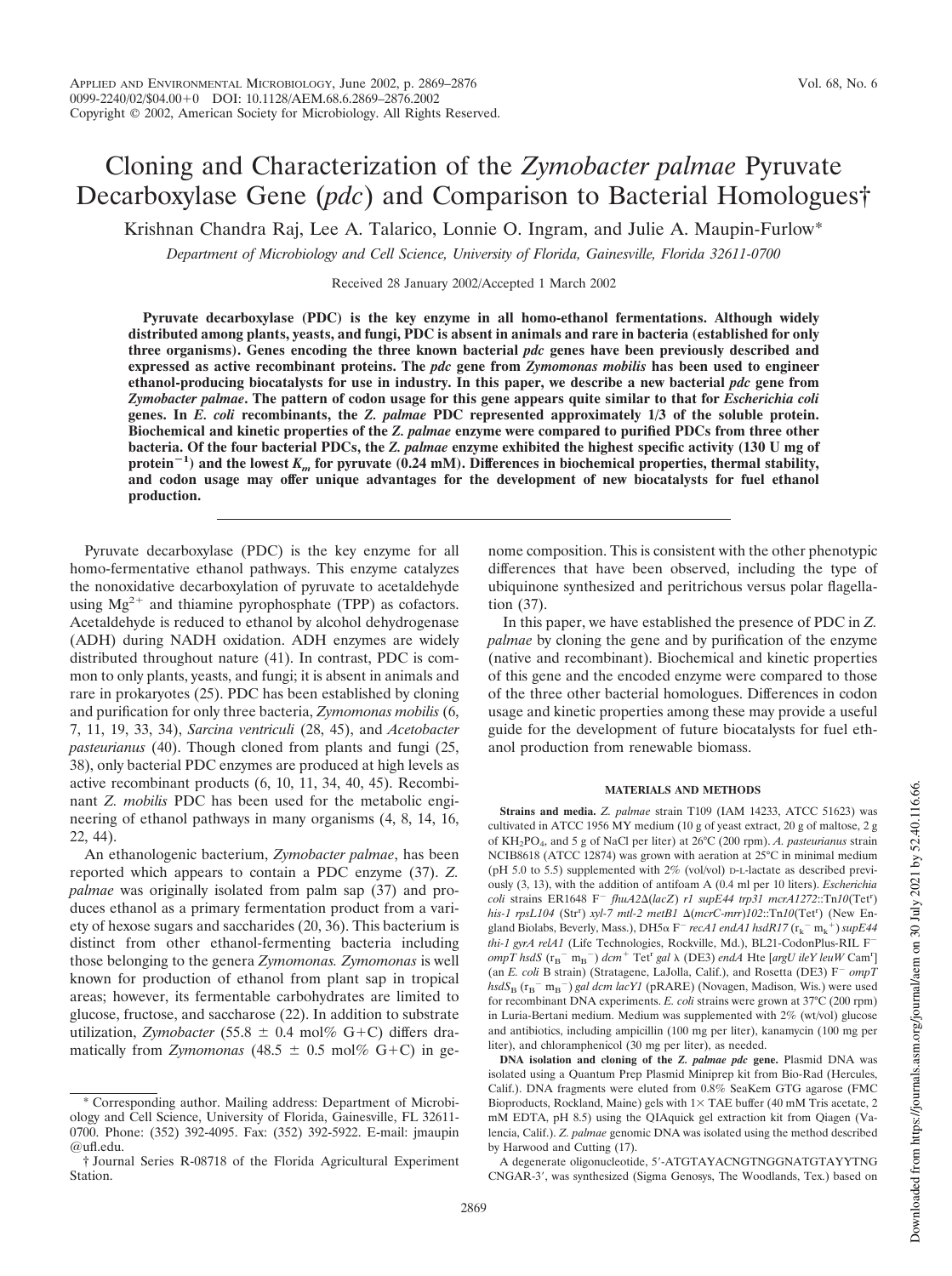# Cloning and Characterization of the *Zymobacter palmae* Pyruvate Decarboxylase Gene (*pdc*) and Comparison to Bacterial Homologues†

Krishnan Chandra Raj, Lee A. Talarico, Lonnie O. Ingram, and Julie A. Maupin-Furlow*

*Department of Microbiology and Cell Science, University of Florida, Gainesville, Florida 32611-0700*

Received 28 January 2002/Accepted 1 March 2002

**Pyruvate decarboxylase (PDC) is the key enzyme in all homo-ethanol fermentations. Although widely distributed among plants, yeasts, and fungi, PDC is absent in animals and rare in bacteria (established for only three organisms). Genes encoding the three known bacterial *pdc* genes have been previously described and expressed as active recombinant proteins. The *pdc* gene from *Zymomonas mobilis* has been used to engineer ethanol-producing biocatalysts for use in industry. In this paper, we describe a new bacterial *pdc* gene from *Zymobacter palmae*. The pattern of codon usage for this gene appears quite similar to that for *Escherichia coli* genes. In *E. coli* recombinants, the *Z. palmae* PDC represented approximately 1/3 of the soluble protein. Biochemical and kinetic properties of the *Z. palmae* enzyme were compared to purified PDCs from three other bacteria. Of the four bacterial PDCs, the *Z. palmae* enzyme exhibited the highest specific activity (130 U mg of protein$^{-1}$) and the lowest $K_m$ for pyruvate (0.24 mM). Differences in biochemical properties, thermal stability, and codon usage may offer unique advantages for the development of new biocatalysts for fuel ethanol production.**

Pyruvate decarboxylase (PDC) is the key enzyme for all homo-fermentative ethanol pathways. This enzyme catalyzes the nonoxidative decarboxylation of pyruvate to acetaldehyde using $Mg^{2+}$ and thiamine pyrophosphate (TPP) as cofactors. Acetaldehyde is reduced to ethanol by alcohol dehydrogenase (ADH) during NADH oxidation. ADH enzymes are widely distributed throughout nature (41). In contrast, PDC is common to only plants, yeasts, and fungi; it is absent in animals and rare in prokaryotes (25). PDC has been established by cloning and purification for only three bacteria, *Zymomonas mobilis* (6, 7, 11, 19, 33, 34), *Sarcina ventriculi* (28, 45), and *Acetobacter pasteurianus* (40). Though cloned from plants and fungi (25, 38), only bacterial PDC enzymes are produced at high levels as active recombinant products (6, 10, 11, 34, 40, 45). Recombinant *Z. mobilis* PDC has been used for the metabolic engineering of ethanol pathways in many organisms (4, 8, 14, 16, 22, 44).

An ethanologenic bacterium, *Zymobacter palmae*, has been reported which appears to contain a PDC enzyme (37). *Z. palmae* was originally isolated from palm sap (37) and produces ethanol as a primary fermentation product from a variety of hexose sugars and saccharides (20, 36). This bacterium is distinct from other ethanol-fermenting bacteria including those belonging to the genera *Zymomonas. Zymomonas* is well known for production of ethanol from plant sap in tropical areas; however, its fermentable carbohydrates are limited to glucose, fructose, and saccharose (22). In addition to substrate utilization, *Zymobacter* (55.8 ± 0.4 mol% G+C) differs dramatically from *Zymomonas* (48.5 ± 0.5 mol% G+C) in genome composition. This is consistent with the other phenotypic differences that have been observed, including the type of ubiquinone synthesized and peritrichous versus polar flagellation (37).

In this paper, we have established the presence of PDC in *Z. palmae* by cloning the gene and by purification of the enzyme (native and recombinant). Biochemical and kinetic properties of this gene and the encoded enzyme were compared to those of the three other bacterial homologues. Differences in codon usage and kinetic properties among these may provide a useful guide for the development of future biocatalysts for fuel ethanol production from renewable biomass.

## MATERIALS AND METHODS

**Strains and media.** *Z. palmae* strain T109 (IAM 14233, ATCC 51623) was cultivated in ATCC 1956 MY medium (10 g of yeast extract, 20 g of maltose, 2 g of $KH_2PO_4$, and 5 g of NaCl per liter) at 26°C (200 rpm). *A. pasteurianus* strain NCIB8618 (ATCC 12874) was grown with aeration at 25°C in minimal medium (pH 5.0 to 5.5) supplemented with 2% (vol/vol) D-L-lactate as described previously (3, 13), with the addition of antifoam A (0.4 ml per 10 liters). *Escherichia coli* strains ER1648 F$^-$ *fhuA2*Δ(*lacZ*) *r1 supE44 trp31 mcrA1272*::Tn*10*(Tet$^r$) *his-1 rpsL104* (Str$^r$) *xyl-7 mtl-2 metB1* Δ(*mcrC-mrr*)*102*::Tn*10*(Tet$^r$) (New England Biolabs, Beverly, Mass.), DH5α F$^-$ *recA1 endA1 hsdR17* ($r_k^-$ $m_k^+$) *supE44 thi-1 gyrA relA1* (Life Technologies, Rockville, Md.), BL21-CodonPlus-RIL F$^-$ *ompT hsdS* ($r_B^-$ $m_B^-$) *dcm*$^+$ Tet$^r$ *gal* λ (DE3) *endA* Hte [*argU ileY leuW* Cam$^r$] (an *E. coli* B strain) (Stratagene, LaJolla, Calif.), and Rosetta (DE3) F$^-$ *ompT hsdS*$_B$ ($r_B^-$ $m_B^-$) *gal dcm lacY1* (pRARE) (Novagen, Madison, Wis.) were used for recombinant DNA experiments. *E. coli* strains were grown at 37°C (200 rpm) in Luria-Bertani medium. Medium was supplemented with 2% (wt/vol) glucose and antibiotics, including ampicillin (100 mg per liter), kanamycin (100 mg per liter), and chloramphenicol (30 mg per liter), as needed.

**DNA isolation and cloning of the *Z. palmae pdc* gene.** Plasmid DNA was isolated using a Quantum Prep Plasmid Miniprep kit from Bio-Rad (Hercules, Calif.). DNA fragments were eluted from 0.8% SeaKem GTG agarose (FMC Bioproducts, Rockland, Maine) gels with 1× TAE buffer (40 mM Tris acetate, 2 mM EDTA, pH 8.5) using the QIAquick gel extraction kit from Qiagen (Valencia, Calif.). *Z. palmae* genomic DNA was isolated using the method described by Harwood and Cutting (17).

A degenerate oligonucleotide, 5′-ATGTAYACNGTNGGNATGTAYYTNG CNGAR-3′, was synthesized (Sigma Genosys, The Woodlands, Tex.) based on

* Corresponding author. Mailing address: Department of Microbiology and Cell Science, University of Florida, Gainesville, FL 32611-0700. Phone: (352) 392-4095. Fax: (352) 392-5922. E-mail: jmaupin@ufl.edu.

† Journal Series R-08718 of the Florida Agricultural Experiment Station.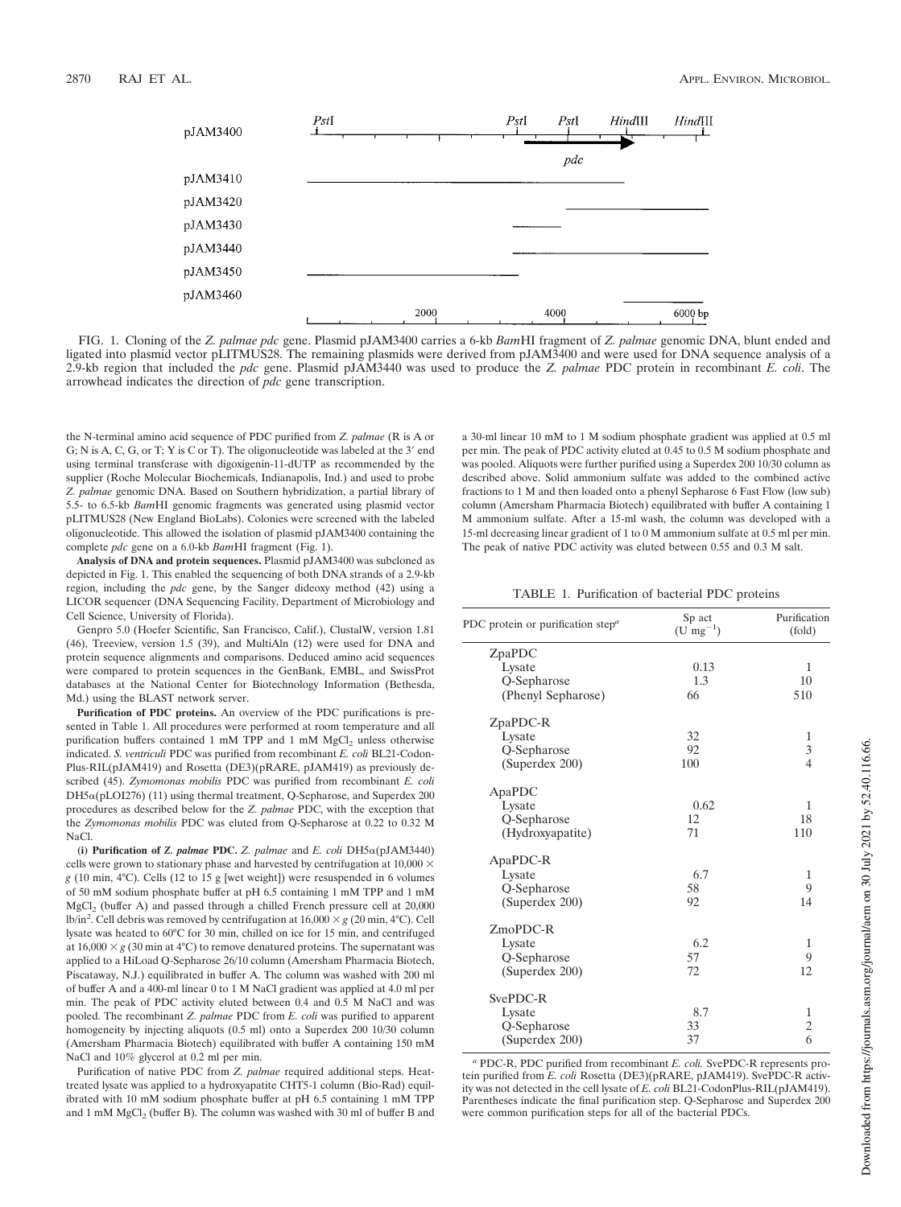FIG. 1. Cloning of the *Z. palmae pdc* gene. Plasmid pJAM3400 carries a 6-kb *Bam*HI fragment of *Z. palmae* genomic DNA, blunt ended and ligated into plasmid vector pLITMUS28. The remaining plasmids were derived from pJAM3400 and were used for DNA sequence analysis of a 2.9-kb region that included the *pdc* gene. Plasmid pJAM3440 was used to produce the *Z. palmae* PDC protein in recombinant *E. coli*. The arrowhead indicates the direction of *pdc* gene transcription.

the N-terminal amino acid sequence of PDC purified from *Z. palmae* (R is A or G; N is A, C, G, or T; Y is C or T). The oligonucleotide was labeled at the 3′ end using terminal transferase with digoxigenin-11-dUTP as recommended by the supplier (Roche Molecular Biochemicals, Indianapolis, Ind.) and used to probe *Z. palmae* genomic DNA. Based on Southern hybridization, a partial library of 5.5- to 6.5-kb *Bam*HI genomic fragments was generated using plasmid vector pLITMUS28 (New England BioLabs). Colonies were screened with the labeled oligonucleotide. This allowed the isolation of plasmid pJAM3400 containing the complete *pdc* gene on a 6.0-kb *Bam*HI fragment (Fig. 1).

**Analysis of DNA and protein sequences.** Plasmid pJAM3400 was subcloned as depicted in Fig. 1. This enabled the sequencing of both DNA strands of a 2.9-kb region, including the *pdc* gene, by the Sanger dideoxy method (42) using a LICOR sequencer (DNA Sequencing Facility, Department of Microbiology and Cell Science, University of Florida).

Genpro 5.0 (Hoefer Scientific, San Francisco, Calif.), ClustalW, version 1.81 (46), Treeview, version 1.5 (39), and MultiAln (12) were used for DNA and protein sequence alignments and comparisons. Deduced amino acid sequences were compared to protein sequences in the GenBank, EMBL, and SwissProt databases at the National Center for Biotechnology Information (Bethesda, Md.) using the BLAST network server.

**Purification of PDC proteins.** An overview of the PDC purifications is presented in Table 1. All procedures were performed at room temperature and all purification buffers contained 1 mM TPP and 1 mM $MgCl_2$ unless otherwise indicated. *S. ventriculi* PDC was purified from recombinant *E. coli* BL21-Codon-Plus-RIL(pJAM419) and Rosetta (DE3)(pRARE, pJAM419) as previously described (45). *Zymomonas mobilis* PDC was purified from recombinant *E. coli* DH5α(pLOI276) (11) using thermal treatment, Q-Sepharose, and Superdex 200 procedures as described below for the *Z. palmae* PDC, with the exception that the *Zymomonas mobilis* PDC was eluted from Q-Sepharose at 0.22 to 0.32 M NaCl.

**(i) Purification of *Z. palmae* PDC.** *Z. palmae* and *E. coli* DH5α(pJAM3440) cells were grown to stationary phase and harvested by centrifugation at 10,000 × *g* (10 min, 4°C). Cells (12 to 15 g [wet weight]) were resuspended in 6 volumes of 50 mM sodium phosphate buffer at pH 6.5 containing 1 mM TPP and 1 mM $MgCl_2$ (buffer A) and passed through a chilled French pressure cell at 20,000 lb/in$^2$. Cell debris was removed by centrifugation at 16,000 × *g* (20 min, 4°C). Cell lysate was heated to 60°C for 30 min, chilled on ice for 15 min, and centrifuged at 16,000 × *g* (30 min at 4°C) to remove denatured proteins. The supernatant was applied to a HiLoad Q-Sepharose 26/10 column (Amersham Pharmacia Biotech, Piscataway, N.J.) equilibrated in buffer A. The column was washed with 200 ml of buffer A and a 400-ml linear 0 to 1 M NaCl gradient was applied at 4.0 ml per min. The peak of PDC activity eluted between 0.4 and 0.5 M NaCl and was pooled. The recombinant *Z. palmae* PDC from *E. coli* was purified to apparent homogeneity by injecting aliquots (0.5 ml) onto a Superdex 200 10/30 column (Amersham Pharmacia Biotech) equilibrated with buffer A containing 150 mM NaCl and 10% glycerol at 0.2 ml per min.

Purification of native PDC from *Z. palmae* required additional steps. Heat-treated lysate was applied to a hydroxyapatite CHT5-1 column (Bio-Rad) equilibrated with 10 mM sodium phosphate buffer at pH 6.5 containing 1 mM TPP and 1 mM $MgCl_2$ (buffer B). The column was washed with 30 ml of buffer B and a 30-ml linear 10 mM to 1 M sodium phosphate gradient was applied at 0.5 ml per min. The peak of PDC activity eluted at 0.45 to 0.5 M sodium phosphate and was pooled. Aliquots were further purified using a Superdex 200 10/30 column as described above. Solid ammonium sulfate was added to the combined active fractions to 1 M and then loaded onto a phenyl Sepharose 6 Fast Flow (low sub) column (Amersham Pharmacia Biotech) equilibrated with buffer A containing 1 M ammonium sulfate. After a 15-ml wash, the column was developed with a 15-ml decreasing linear gradient of 1 to 0 M ammonium sulfate at 0.5 ml per min. The peak of native PDC activity was eluted between 0.55 and 0.3 M salt.

TABLE 1. Purification of bacterial PDC proteins

| PDC protein or purification step[a] | Sp act (U mg$^{-1}$) | Purification (fold) |
|---|---|---|
| ZpaPDC | | |
| Lysate | 0.13 | 1 |
| Q-Sepharose | 1.3 | 10 |
| (Phenyl Sepharose) | 66 | 510 |
| ZpaPDC-R | | |
| Lysate | 32 | 1 |
| Q-Sepharose | 92 | 3 |
| (Superdex 200) | 100 | 4 |
| ApaPDC | | |
| Lysate | 0.62 | 1 |
| Q-Sepharose | 12 | 18 |
| (Hydroxyapatite) | 71 | 110 |
| ApaPDC-R | | |
| Lysate | 6.7 | 1 |
| Q-Sepharose | 58 | 9 |
| (Superdex 200) | 92 | 14 |
| ZmoPDC-R | | |
| Lysate | 6.2 | 1 |
| Q-Sepharose | 57 | 9 |
| (Superdex 200) | 72 | 12 |
| SvePDC-R | | |
| Lysate | 8.7 | 1 |
| Q-Sepharose | 33 | 2 |
| (Superdex 200) | 37 | 6 |

[a] PDC-R, PDC purified from recombinant *E. coli*. SvePDC-R represents protein purified from *E. coli* Rosetta (DE3)(pRARE, pJAM419). SvePDC-R activity was not detected in the cell lysate of *E. coli* BL21-CodonPlus-RIL(pJAM419). Parentheses indicate the final purification step. Q-Sepharose and Superdex 200 were common purification steps for all of the bacterial PDCs.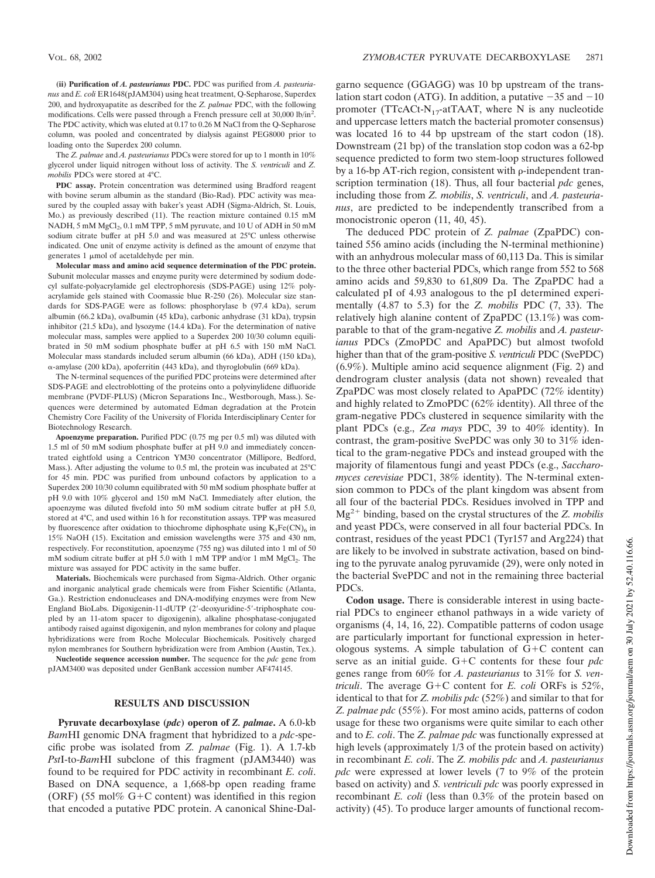**(ii) Purification of *A. pasteurianus* PDC.** PDC was purified from *A. pasteurianus* and *E. coli* ER1648(pJAM304) using heat treatment, Q-Sepharose, Superdex 200, and hydroxyapatite as described for the *Z. palmae* PDC, with the following modifications. Cells were passed through a French pressure cell at 30,000 lb/in$^2$. The PDC activity, which was eluted at 0.17 to 0.26 M NaCl from the Q-Sepharose column, was pooled and concentrated by dialysis against PEG8000 prior to loading onto the Superdex 200 column.

The *Z. palmae* and *A. pasteurianus* PDCs were stored for up to 1 month in 10% glycerol under liquid nitrogen without loss of activity. The *S. ventriculi* and *Z. mobilis* PDCs were stored at 4°C.

**PDC assay.** Protein concentration was determined using Bradford reagent with bovine serum albumin as the standard (Bio-Rad). PDC activity was measured by the coupled assay with baker's yeast ADH (Sigma-Aldrich, St. Louis, Mo.) as previously described (11). The reaction mixture contained 0.15 mM NADH, 5 mM $MgCl_2$, 0.1 mM TPP, 5 mM pyruvate, and 10 U of ADH in 50 mM sodium citrate buffer at pH 5.0 and was measured at 25°C unless otherwise indicated. One unit of enzyme activity is defined as the amount of enzyme that generates 1 μmol of acetaldehyde per min.

**Molecular mass and amino acid sequence determination of the PDC protein.** Subunit molecular masses and enzyme purity were determined by sodium dodecyl sulfate-polyacrylamide gel electrophoresis (SDS-PAGE) using 12% polyacrylamide gels stained with Coomassie blue R-250 (26). Molecular size standards for SDS-PAGE were as follows: phosphorylase b (97.4 kDa), serum albumin (66.2 kDa), ovalbumin (45 kDa), carbonic anhydrase (31 kDa), trypsin inhibitor (21.5 kDa), and lysozyme (14.4 kDa). For the determination of native molecular mass, samples were applied to a Superdex 200 10/30 column equilibrated in 50 mM sodium phosphate buffer at pH 6.5 with 150 mM NaCl. Molecular mass standards included serum albumin (66 kDa), ADH (150 kDa), α-amylase (200 kDa), apoferritin (443 kDa), and thyroglobulin (669 kDa).

The N-terminal sequences of the purified PDC proteins were determined after SDS-PAGE and electroblotting of the proteins onto a polyvinylidene difluoride membrane (PVDF-PLUS) (Micron Separations Inc., Westborough, Mass.). Sequences were determined by automated Edman degradation at the Protein Chemistry Core Facility of the University of Florida Interdisciplinary Center for Biotechnology Research.

**Apoenzyme preparation.** Purified PDC (0.75 mg per 0.5 ml) was diluted with 1.5 ml of 50 mM sodium phosphate buffer at pH 9.0 and immediately concentrated eightfold using a Centricon YM30 concentrator (Millipore, Bedford, Mass.). After adjusting the volume to 0.5 ml, the protein was incubated at 25°C for 45 min. PDC was purified from unbound cofactors by application to a Superdex 200 10/30 column equilibrated with 50 mM sodium phosphate buffer at pH 9.0 with 10% glycerol and 150 mM NaCl. Immediately after elution, the apoenzyme was diluted fivefold into 50 mM sodium citrate buffer at pH 5.0, stored at 4°C, and used within 16 h for reconstitution assays. TPP was measured by fluorescence after oxidation to thiochrome diphosphate using $K_3Fe(CN)_6$ in 15% NaOH (15). Excitation and emission wavelengths were 375 and 430 nm, respectively. For reconstitution, apoenzyme (755 ng) was diluted into 1 ml of 50 mM sodium citrate buffer at pH 5.0 with 1 mM TPP and/or 1 mM $MgCl_2$. The mixture was assayed for PDC activity in the same buffer.

**Materials.** Biochemicals were purchased from Sigma-Aldrich. Other organic and inorganic analytical grade chemicals were from Fisher Scientific (Atlanta, Ga.). Restriction endonucleases and DNA-modifying enzymes were from New England BioLabs. Digoxigenin-11-dUTP (2′-deoxyuridine-5′-triphosphate coupled by an 11-atom spacer to digoxigenin), alkaline phosphatase-conjugated antibody raised against digoxigenin, and nylon membranes for colony and plaque hybridizations were from Roche Molecular Biochemicals. Positively charged nylon membranes for Southern hybridization were from Ambion (Austin, Tex.).

**Nucleotide sequence accession number.** The sequence for the *pdc* gene from pJAM3400 was deposited under GenBank accession number AF474145.

## RESULTS AND DISCUSSION

**Pyruvate decarboxylase (*pdc*) operon of *Z. palmae*.** A 6.0-kb *Bam*HI genomic DNA fragment that hybridized to a *pdc*-specific probe was isolated from *Z. palmae* (Fig. 1). A 1.7-kb *Pst*I-to-*Bam*HI subclone of this fragment (pJAM3440) was found to be required for PDC activity in recombinant *E. coli*. Based on DNA sequence, a 1,668-bp open reading frame (ORF) (55 mol% G+C content) was identified in this region that encoded a putative PDC protein. A canonical Shine-Dalgarno sequence (GGAGG) was 10 bp upstream of the translation start codon (ATG). In addition, a putative −35 and −10 promoter (TTcACt-$N_{17}$-atTAAT, where N is any nucleotide and uppercase letters match the bacterial promoter consensus) was located 16 to 44 bp upstream of the start codon (18). Downstream (21 bp) of the translation stop codon was a 62-bp sequence predicted to form two stem-loop structures followed by a 16-bp AT-rich region, consistent with ρ-independent transcription termination (18). Thus, all four bacterial *pdc* genes, including those from *Z. mobilis*, *S. ventriculi*, and *A. pasteurianus*, are predicted to be independently transcribed from a monocistronic operon (11, 40, 45).

The deduced PDC protein of *Z. palmae* (ZpaPDC) contained 556 amino acids (including the N-terminal methionine) with an anhydrous molecular mass of 60,113 Da. This is similar to the three other bacterial PDCs, which range from 552 to 568 amino acids and 59,830 to 61,809 Da. The ZpaPDC had a calculated pI of 4.93 analogous to the pI determined experimentally (4.87 to 5.3) for the *Z. mobilis* PDC (7, 33). The relatively high alanine content of ZpaPDC (13.1%) was comparable to that of the gram-negative *Z. mobilis* and *A. pasteurianus* PDCs (ZmoPDC and ApaPDC) but almost twofold higher than that of the gram-positive *S. ventriculi* PDC (SvePDC) (6.9%). Multiple amino acid sequence alignment (Fig. 2) and dendrogram cluster analysis (data not shown) revealed that ZpaPDC was most closely related to ApaPDC (72% identity) and highly related to ZmoPDC (62% identity). All three of the gram-negative PDCs clustered in sequence similarity with the plant PDCs (e.g., *Zea mays* PDC, 39 to 40% identity). In contrast, the gram-positive SvePDC was only 30 to 31% identical to the gram-negative PDCs and instead grouped with the majority of filamentous fungi and yeast PDCs (e.g., *Saccharomyces cerevisiae* PDC1, 38% identity). The N-terminal extension common to PDCs of the plant kingdom was absent from all four of the bacterial PDCs. Residues involved in TPP and $Mg^{2+}$ binding, based on the crystal structures of the *Z. mobilis* and yeast PDCs, were conserved in all four bacterial PDCs. In contrast, residues of the yeast PDC1 (Tyr157 and Arg224) that are likely to be involved in substrate activation, based on binding to the pyruvate analog pyruvamide (29), were only noted in the bacterial SvePDC and not in the remaining three bacterial PDCs.

**Codon usage.** There is considerable interest in using bacterial PDCs to engineer ethanol pathways in a wide variety of organisms (4, 14, 16, 22). Compatible patterns of codon usage are particularly important for functional expression in heterologous systems. A simple tabulation of G+C content can serve as an initial guide. G+C contents for these four *pdc* genes range from 60% for *A. pasteurianus* to 31% for *S. ventriculi*. The average G+C content for *E. coli* ORFs is 52%, identical to that for *Z. mobilis pdc* (52%) and similar to that for *Z. palmae pdc* (55%). For most amino acids, patterns of codon usage for these two organisms were quite similar to each other and to *E. coli*. The *Z. palmae pdc* was functionally expressed at high levels (approximately 1/3 of the protein based on activity) in recombinant *E. coli*. The *Z. mobilis pdc* and *A. pasteurianus pdc* were expressed at lower levels (7 to 9% of the protein based on activity) and *S. ventriculi pdc* was poorly expressed in recombinant *E. coli* (less than 0.3% of the protein based on activity) (45). To produce larger amounts of functional recom-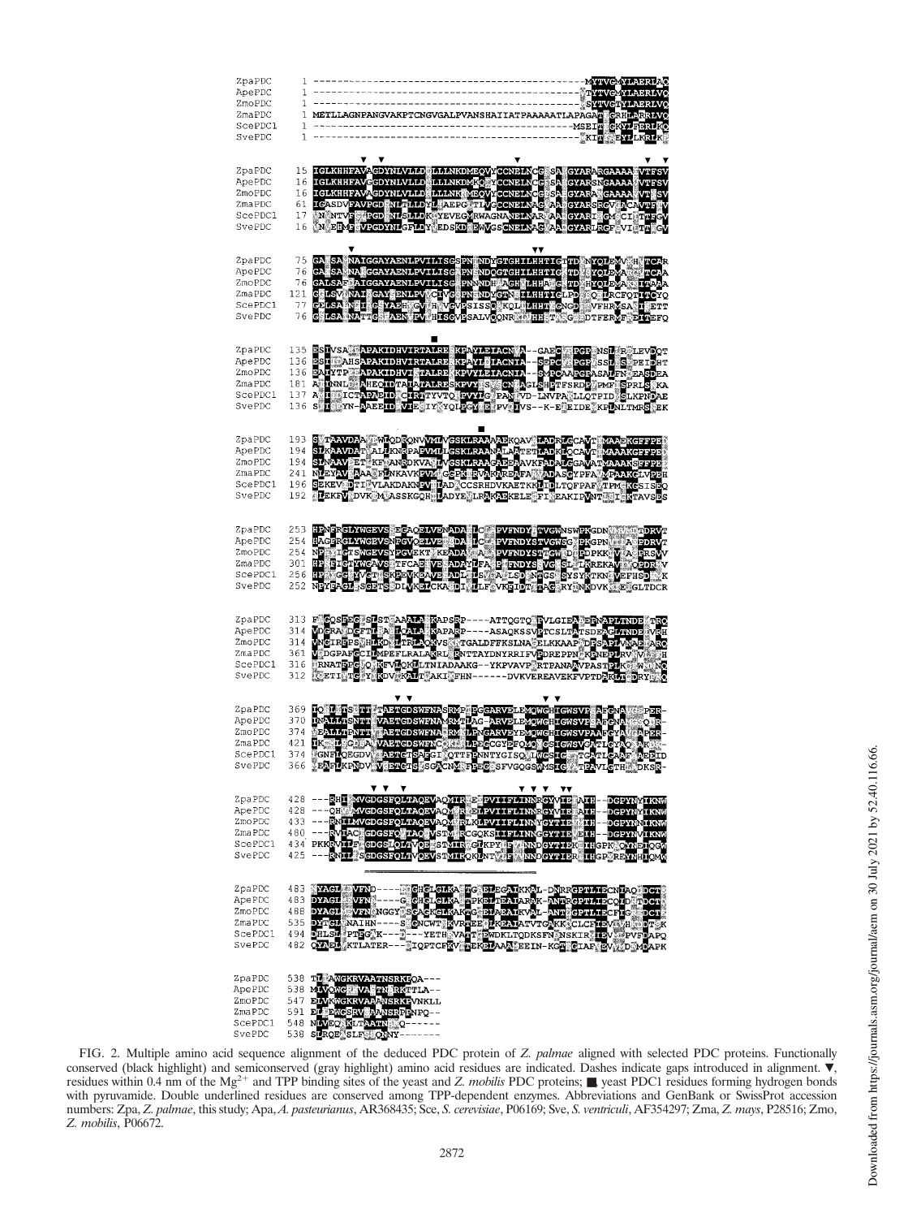FIG. 2. Multiple amino acid sequence alignment of the deduced PDC protein of *Z. palmae* aligned with selected PDC proteins. Functionally conserved (black highlight) and semiconserved (gray highlight) amino acid residues are indicated. Dashes indicate gaps introduced in alignment. ▼, residues within 0.4 nm of the $Mg^{2+}$ and TPP binding sites of the yeast and *Z. mobilis* PDC proteins; ■, yeast PDC1 residues forming hydrogen bonds with pyruvamide. Double underlined residues are conserved among TPP-dependent enzymes. Abbreviations and GenBank or SwissProt accession numbers: Zpa, *Z. palmae*, this study; Apa, *A. pasteurianus*, AR368435; Sce, *S. cerevisiae*, P06169; Sve, *S. ventriculi*, AF354297; Zma, *Z. mays*, P28516; Zmo, *Z. mobilis*, P06672.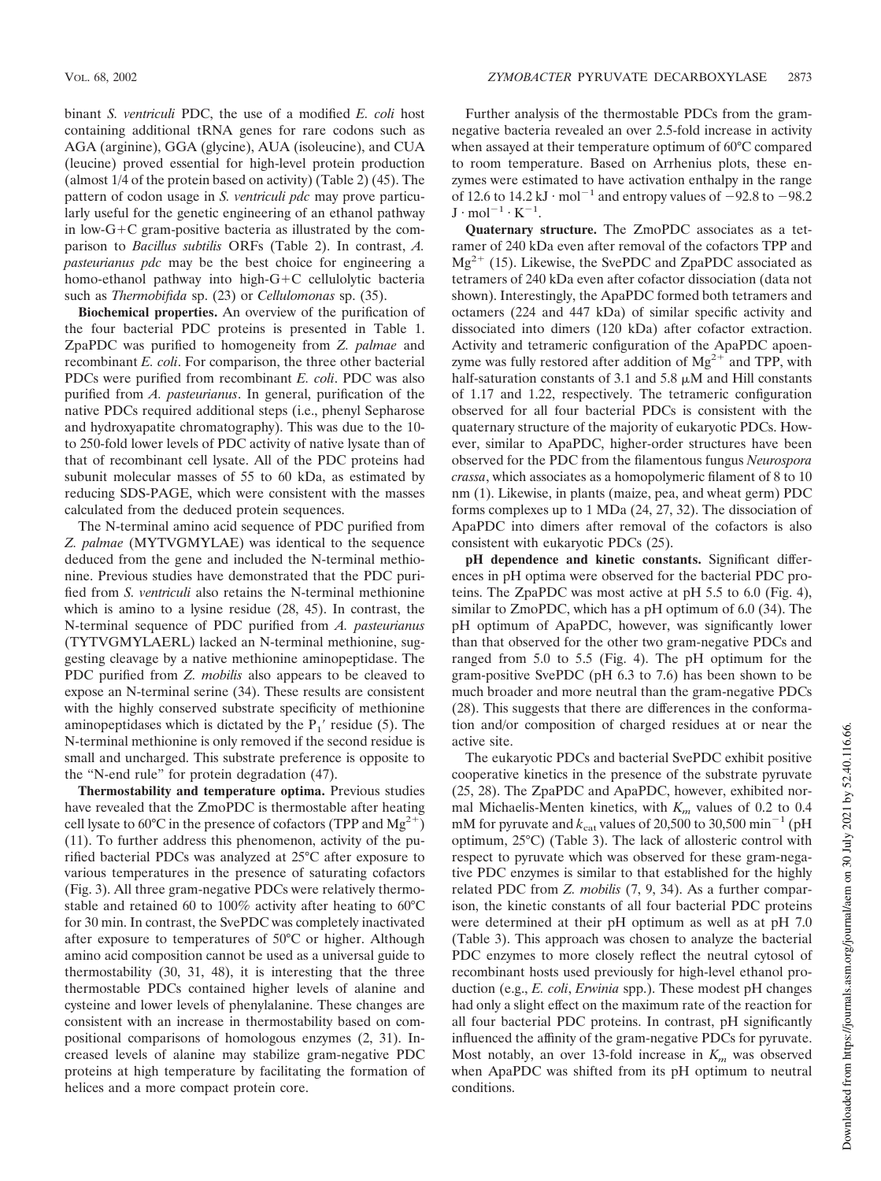binant *S. ventriculi* PDC, the use of a modified *E. coli* host containing additional tRNA genes for rare codons such as AGA (arginine), GGA (glycine), AUA (isoleucine), and CUA (leucine) proved essential for high-level protein production (almost 1/4 of the protein based on activity) (Table 2) (45). The pattern of codon usage in *S. ventriculi pdc* may prove particularly useful for the genetic engineering of an ethanol pathway in low-G+C gram-positive bacteria as illustrated by the comparison to *Bacillus subtilis* ORFs (Table 2). In contrast, *A. pasteurianus pdc* may be the best choice for engineering a homo-ethanol pathway into high-G+C cellulolytic bacteria such as *Thermobifida* sp. (23) or *Cellulomonas* sp. (35).

**Biochemical properties.** An overview of the purification of the four bacterial PDC proteins is presented in Table 1. ZpaPDC was purified to homogeneity from *Z. palmae* and recombinant *E. coli*. For comparison, the three other bacterial PDCs were purified from *E. coli*. PDC was also purified from *A. pasteurianus*. In general, purification of the native PDCs required additional steps (i.e., phenyl Sepharose and hydroxyapatite chromatography). This was due to the 10- to 250-fold lower levels of PDC activity of native lysate than of that of recombinant cell lysate. All of the PDC proteins had subunit molecular masses of 55 to 60 kDa, as estimated by reducing SDS-PAGE, which were consistent with the masses calculated from the deduced protein sequences.

The N-terminal amino acid sequence of PDC purified from *Z. palmae* (MYTVGMYLAE) was identical to the sequence deduced from the gene and included the N-terminal methionine. Previous studies have demonstrated that the PDC purified from *S. ventriculi* also retains the N-terminal methionine which is amino to a lysine residue (28, 45). In contrast, the N-terminal sequence of PDC purified from *A. pasteurianus* (TYTVGMYLAERL) lacked an N-terminal methionine, suggesting cleavage by a native methionine aminopeptidase. The PDC purified from *Z. mobilis* also appears to be cleaved to expose an N-terminal serine (34). These results are consistent with the highly conserved substrate specificity of methionine aminopeptidases which is dictated by the $P_1'$ residue (5). The N-terminal methionine is only removed if the second residue is small and uncharged. This substrate preference is opposite to the "N-end rule" for protein degradation (47).

**Thermostability and temperature optima.** Previous studies have revealed that the ZmoPDC is thermostable after heating cell lysate to 60°C in the presence of cofactors (TPP and $Mg^{2+}$) (11). To further address this phenomenon, activity of the purified bacterial PDCs was analyzed at 25°C after exposure to various temperatures in the presence of saturating cofactors (Fig. 3). All three gram-negative PDCs were relatively thermostable and retained 60 to 100% activity after heating to 60°C for 30 min. In contrast, the SvePDC was completely inactivated after exposure to temperatures of 50°C or higher. Although amino acid composition cannot be used as a universal guide to thermostability (30, 31, 48), it is interesting that the three thermostable PDCs contained higher levels of alanine and cysteine and lower levels of phenylalanine. These changes are consistent with an increase in thermostability based on compositional comparisons of homologous enzymes (2, 31). Increased levels of alanine may stabilize gram-negative PDC proteins at high temperature by facilitating the formation of helices and a more compact protein core.

Further analysis of the thermostable PDCs from the gram-negative bacteria revealed an over 2.5-fold increase in activity when assayed at their temperature optimum of 60°C compared to room temperature. Based on Arrhenius plots, these enzymes were estimated to have activation enthalpy in the range of 12.6 to 14.2 $kJ \cdot mol^{-1}$ and entropy values of −92.8 to −98.2 $J \cdot mol^{-1} \cdot K^{-1}$.

**Quaternary structure.** The ZmoPDC associates as a tetramer of 240 kDa even after removal of the cofactors TPP and $Mg^{2+}$ (15). Likewise, the SvePDC and ZpaPDC associated as tetramers of 240 kDa even after cofactor dissociation (data not shown). Interestingly, the ApaPDC formed both tetramers and octamers (224 and 447 kDa) of similar specific activity and dissociated into dimers (120 kDa) after cofactor extraction. Activity and tetrameric configuration of the ApaPDC apoenzyme was fully restored after addition of $Mg^{2+}$ and TPP, with half-saturation constants of 3.1 and 5.8 μM and Hill constants of 1.17 and 1.22, respectively. The tetrameric configuration observed for all four bacterial PDCs is consistent with the quaternary structure of the majority of eukaryotic PDCs. However, similar to ApaPDC, higher-order structures have been observed for the PDC from the filamentous fungus *Neurospora crassa*, which associates as a homopolymeric filament of 8 to 10 nm (1). Likewise, in plants (maize, pea, and wheat germ) PDC forms complexes up to 1 MDa (24, 27, 32). The dissociation of ApaPDC into dimers after removal of the cofactors is also consistent with eukaryotic PDCs (25).

**pH dependence and kinetic constants.** Significant differences in pH optima were observed for the bacterial PDC proteins. The ZpaPDC was most active at pH 5.5 to 6.0 (Fig. 4), similar to ZmoPDC, which has a pH optimum of 6.0 (34). The pH optimum of ApaPDC, however, was significantly lower than that observed for the other two gram-negative PDCs and ranged from 5.0 to 5.5 (Fig. 4). The pH optimum for the gram-positive SvePDC (pH 6.3 to 7.6) has been shown to be much broader and more neutral than the gram-negative PDCs (28). This suggests that there are differences in the conformation and/or composition of charged residues at or near the active site.

The eukaryotic PDCs and bacterial SvePDC exhibit positive cooperative kinetics in the presence of the substrate pyruvate (25, 28). The ZpaPDC and ApaPDC, however, exhibited normal Michaelis-Menten kinetics, with $K_m$ values of 0.2 to 0.4 mM for pyruvate and $k_{cat}$ values of 20,500 to 30,500 $min^{-1}$ (pH optimum, 25°C) (Table 3). The lack of allosteric control with respect to pyruvate which was observed for these gram-negative PDC enzymes is similar to that established for the highly related PDC from *Z. mobilis* (7, 9, 34). As a further comparison, the kinetic constants of all four bacterial PDC proteins were determined at their pH optimum as well as at pH 7.0 (Table 3). This approach was chosen to analyze the bacterial PDC enzymes to more closely reflect the neutral cytosol of recombinant hosts used previously for high-level ethanol production (e.g., *E. coli*, *Erwinia* spp.). These modest pH changes had only a slight effect on the maximum rate of the reaction for all four bacterial PDC proteins. In contrast, pH significantly influenced the affinity of the gram-negative PDCs for pyruvate. Most notably, an over 13-fold increase in $K_m$ was observed when ApaPDC was shifted from its pH optimum to neutral conditions.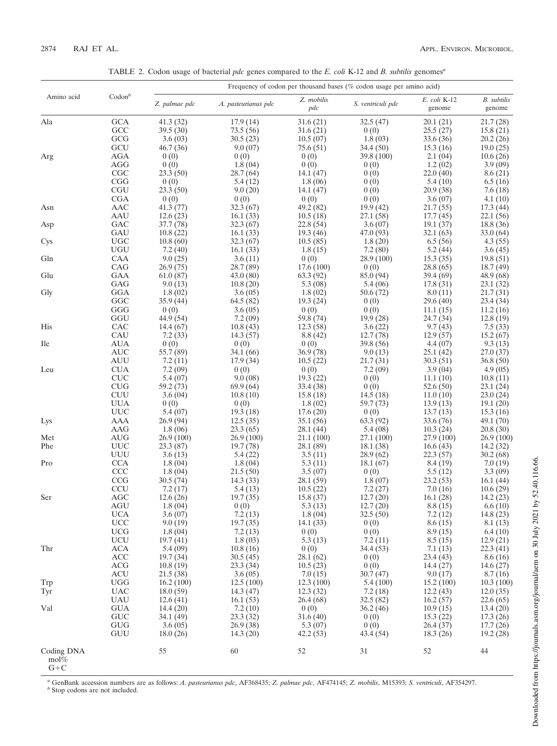TABLE 2. Codon usage of bacterial *pdc* genes compared to the *E. coli* K-12 and *B. subtilis* genomes[a]

| Amino acid | Codon[b] | Frequency of codon per thousand bases (% codon usage per amino acid) | | | | | |
|---|---|---|---|---|---|---|---|
| | | *Z. palmae pdc* | *A. pasteurianus pdc* | *Z. mobilis pdc* | *S. ventriculi pdc* | *E. coli* K-12 genome | *B. subtilis* genome |
| Ala | GCA | 41.3 (32) | 17.9 (14) | 31.6 (21) | 32.5 (47) | 20.1 (21) | 21.7 (28) |
| | GCC | 39.5 (30) | 73.5 (56) | 31.6 (21) | 0 (0) | 25.5 (27) | 15.8 (21) |
| | GCG | 3.6 (03) | 30.5 (23) | 10.5 (07) | 1.8 (03) | 33.6 (36) | 20.2 (26) |
| | GCU | 46.7 (36) | 9.0 (07) | 75.6 (51) | 34.4 (50) | 15.3 (16) | 19.0 (25) |
| Arg | AGA | 0 (0) | 0 (0) | 0 (0) | 39.8 (100) | 2.1 (04) | 10.6 (26) |
| | AGG | 0 (0) | 1.8 (04) | 0 (0) | 0 (0) | 1.2 (02) | 3.9 (09) |
| | CGC | 23.3 (50) | 28.7 (64) | 14.1 (47) | 0 (0) | 22.0 (40) | 8.6 (21) |
| | CGG | 0 (0) | 5.4 (12) | 1.8 (06) | 0 (0) | 5.4 (10) | 6.5 (16) |
| | CGU | 23.3 (50) | 9.0 (20) | 14.1 (47) | 0 (0) | 20.9 (38) | 7.6 (18) |
| | CGA | 0 (0) | 0 (0) | 0 (0) | 0 (0) | 3.6 (07) | 4.1 (10) |
| Asn | AAC | 41.3 (77) | 32.3 (67) | 49.2 (82) | 19.9 (42) | 21.7 (55) | 17.3 (44) |
| | AAU | 12.6 (23) | 16.1 (33) | 10.5 (18) | 27.1 (58) | 17.7 (45) | 22.1 (56) |
| Asp | GAC | 37.7 (78) | 32.3 (67) | 22.8 (54) | 3.6 (07) | 19.1 (37) | 18.8 (36) |
| | GAU | 10.8 (22) | 16.1 (33) | 19.3 (46) | 47.0 (93) | 32.1 (63) | 33.0 (64) |
| Cys | UGC | 10.8 (60) | 32.3 (67) | 10.5 (85) | 1.8 (20) | 6.5 (56) | 4.3 (55) |
| | UGU | 7.2 (40) | 16.1 (33) | 1.8 (15) | 7.2 (80) | 5.2 (44) | 3.6 (45) |
| Gln | CAA | 9.0 (25) | 3.6 (11) | 0 (0) | 28.9 (100) | 15.3 (35) | 19.8 (51) |
| | CAG | 26.9 (75) | 28.7 (89) | 17.6 (100) | 0 (0) | 28.8 (65) | 18.7 (49) |
| Glu | GAA | 61.0 (87) | 43.0 (80) | 63.3 (92) | 85.0 (94) | 39.4 (69) | 48.9 (68) |
| | GAG | 9.0 (13) | 10.8 (20) | 5.3 (08) | 5.4 (06) | 17.8 (31) | 23.1 (32) |
| Gly | GGA | 1.8 (02) | 3.6 (05) | 1.8 (02) | 50.6 (72) | 8.0 (11) | 21.7 (31) |
| | GGC | 35.9 (44) | 64.5 (82) | 19.3 (24) | 0 (0) | 29.6 (40) | 23.4 (34) |
| | GGG | 0 (0) | 3.6 (05) | 0 (0) | 0 (0) | 11.1 (15) | 11.2 (16) |
| | GGU | 44.9 (54) | 7.2 (09) | 59.8 (74) | 19.9 (28) | 24.7 (34) | 12.8 (19) |
| His | CAC | 14.4 (67) | 10.8 (43) | 12.3 (58) | 3.6 (22) | 9.7 (43) | 7.5 (33) |
| | CAU | 7.2 (33) | 14.3 (57) | 8.8 (42) | 12.7 (78) | 12.9 (57) | 15.2 (67) |
| Ile | AUA | 0 (0) | 0 (0) | 0 (0) | 39.8 (56) | 4.4 (07) | 9.3 (13) |
| | AUC | 55.7 (89) | 34.1 (66) | 36.9 (78) | 9.0 (13) | 25.1 (42) | 27.0 (37) |
| | AUU | 7.2 (11) | 17.9 (34) | 10.5 (22) | 21.7 (31) | 30.3 (51) | 36.8 (50) |
| Leu | CUA | 7.2 (09) | 0 (0) | 0 (0) | 7.2 (09) | 3.9 (04) | 4.9 (05) |
| | CUC | 5.4 (07) | 9.0 (08) | 19.3 (22) | 0 (0) | 11.1 (10) | 10.8 (11) |
| | CUG | 59.2 (73) | 69.9 (64) | 33.4 (38) | 0 (0) | 52.6 (50) | 23.1 (24) |
| | CUU | 3.6 (04) | 10.8 (10) | 15.8 (18) | 14.5 (18) | 11.0 (10) | 23.0 (24) |
| | UUA | 0 (0) | 0 (0) | 1.8 (02) | 59.7 (73) | 13.9 (13) | 19.1 (20) |
| | UUC | 5.4 (07) | 19.3 (18) | 17.6 (20) | 0 (0) | 13.7 (13) | 15.3 (16) |
| Lys | AAA | 26.9 (94) | 12.5 (35) | 35.1 (56) | 63.3 (92) | 33.6 (76) | 49.1 (70) |
| | AAG | 1.8 (06) | 23.3 (65) | 28.1 (44) | 5.4 (08) | 10.3 (24) | 20.8 (30) |
| Met | AUG | 26.9 (100) | 26.9 (100) | 21.1 (100) | 27.1 (100) | 27.9 (100) | 26.9 (100) |
| Phe | UUC | 23.3 (87) | 19.7 (78) | 28.1 (89) | 18.1 (38) | 16.6 (43) | 14.2 (32) |
| | UUU | 3.6 (13) | 5.4 (22) | 3.5 (11) | 28.9 (62) | 22.3 (57) | 30.2 (68) |
| Pro | CCA | 1.8 (04) | 1.8 (04) | 5.3 (11) | 18.1 (67) | 8.4 (19) | 7.0 (19) |
| | CCC | 1.8 (04) | 21.5 (50) | 3.5 (07) | 0 (0) | 5.5 (12) | 3.3 (09) |
| | CCG | 30.5 (74) | 14.3 (33) | 28.1 (59) | 1.8 (07) | 23.2 (53) | 16.1 (44) |
| | CCU | 7.2 (17) | 5.4 (13) | 10.5 (22) | 7.2 (27) | 7.0 (16) | 10.6 (29) |
| Ser | AGC | 12.6 (26) | 19.7 (35) | 15.8 (37) | 12.7 (20) | 16.1 (28) | 14.2 (23) |
| | AGU | 1.8 (04) | 0 (0) | 5.3 (13) | 12.7 (20) | 8.8 (15) | 6.6 (10) |
| | UCA | 3.6 (07) | 7.2 (13) | 1.8 (04) | 32.5 (50) | 7.2 (12) | 14.8 (23) |
| | UCC | 9.0 (19) | 19.7 (35) | 14.1 (33) | 0 (0) | 8.6 (15) | 8.1 (13) |
| | UCG | 1.8 (04) | 7.2 (13) | 0 (0) | 0 (0) | 8.9 (15) | 6.4 (10) |
| | UCU | 19.7 (41) | 1.8 (03) | 5.3 (13) | 7.2 (11) | 8.5 (15) | 12.9 (21) |
| Thr | ACA | 5.4 (09) | 10.8 (16) | 0 (0) | 34.4 (53) | 7.1 (13) | 22.3 (41) |
| | ACC | 19.7 (34) | 30.5 (45) | 28.1 (62) | 0 (0) | 23.4 (43) | 8.6 (16) |
| | ACG | 10.8 (19) | 23.3 (34) | 10.5 (23) | 0 (0) | 14.4 (27) | 14.6 (27) |
| | ACU | 21.5 (38) | 3.6 (05) | 7.0 (15) | 30.7 (47) | 9.0 (17) | 8.7 (16) |
| Trp | UGG | 16.2 (100) | 12.5 (100) | 12.3 (100) | 5.4 (100) | 15.2 (100) | 10.3 (100) |
| Tyr | UAC | 18.0 (59) | 14.3 (47) | 12.3 (32) | 7.2 (18) | 12.2 (43) | 12.0 (35) |
| | UAU | 12.6 (41) | 16.1 (53) | 26.4 (68) | 32.5 (82) | 16.2 (57) | 22.6 (65) |
| Val | GUA | 14.4 (20) | 7.2 (10) | 0 (0) | 36.2 (46) | 10.9 (15) | 13.4 (20) |
| | GUC | 34.1 (49) | 23.3 (32) | 31.6 (40) | 0 (0) | 15.3 (22) | 17.3 (26) |
| | GUG | 3.6 (05) | 26.9 (38) | 5.3 (07) | 0 (0) | 26.4 (37) | 17.7 (26) |
| | GUU | 18.0 (26) | 14.3 (20) | 42.2 (53) | 43.4 (54) | 18.3 (26) | 19.2 (28) |
| Coding DNA mol% G+C | | 55 | 60 | 52 | 31 | 52 | 44 |

[a] GenBank accession numbers are as follows: *A. pasteurianus pdc*, AF368435; *Z. palmae pdc*, AF474145; *Z. mobilis*, M15393; *S. ventriculi*, AF354297.
[b] Stop codons are not included.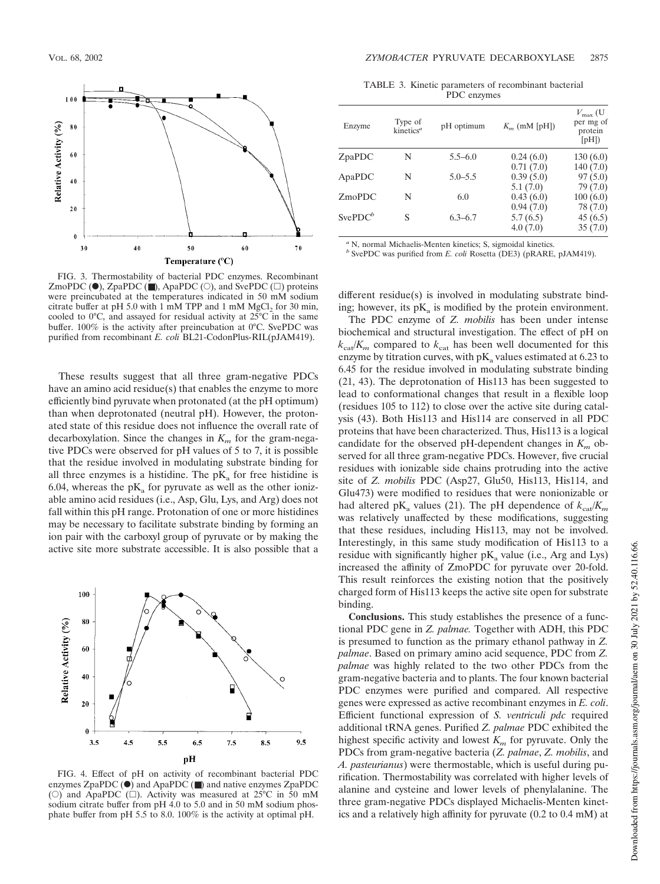FIG. 3. Thermostability of bacterial PDC enzymes. Recombinant ZmoPDC (●), ZpaPDC (■), ApaPDC (○), and SvePDC (□) proteins were preincubated at the temperatures indicated in 50 mM sodium citrate buffer at pH 5.0 with 1 mM TPP and 1 mM $MgCl_2$ for 30 min, cooled to 0°C, and assayed for residual activity at 25°C in the same buffer. 100% is the activity after preincubation at 0°C. SvePDC was purified from recombinant *E. coli* BL21-CodonPlus-RIL(pJAM419).

These results suggest that all three gram-negative PDCs have an amino acid residue(s) that enables the enzyme to more efficiently bind pyruvate when protonated (at the pH optimum) than when deprotonated (neutral pH). However, the protonated state of this residue does not influence the overall rate of decarboxylation. Since the changes in $K_m$ for the gram-negative PDCs were observed for pH values of 5 to 7, it is possible that the residue involved in modulating substrate binding for all three enzymes is a histidine. The $pK_a$ for free histidine is 6.04, whereas the $pK_a$ for pyruvate as well as the other ionizable amino acid residues (i.e., Asp, Glu, Lys, and Arg) does not fall within this pH range. Protonation of one or more histidines may be necessary to facilitate substrate binding by forming an ion pair with the carboxyl group of pyruvate or by making the active site more substrate accessible. It is also possible that a different residue(s) is involved in modulating substrate binding; however, its $pK_a$ is modified by the protein environment.

FIG. 4. Effect of pH on activity of recombinant bacterial PDC enzymes ZpaPDC (●) and ApaPDC (■) and native enzymes ZpaPDC (○) and ApaPDC (□). Activity was measured at 25°C in 50 mM sodium citrate buffer from pH 4.0 to 5.0 and in 50 mM sodium phosphate buffer from pH 5.5 to 8.0. 100% is the activity at optimal pH.

TABLE 3. Kinetic parameters of recombinant bacterial PDC enzymes

| Enzyme | Type of kinetics[a] | pH optimum | $K_m$ (mM [pH]) | $V_{max}$ (U per mg of protein [pH]) |
|---|---|---|---|---|
| ZpaPDC | N | 5.5–6.0 | 0.24 (6.0) | 130 (6.0) |
| | | | 0.71 (7.0) | 140 (7.0) |
| ApaPDC | N | 5.0–5.5 | 0.39 (5.0) | 97 (5.0) |
| | | | 5.1 (7.0) | 79 (7.0) |
| ZmoPDC | N | 6.0 | 0.43 (6.0) | 100 (6.0) |
| | | | 0.94 (7.0) | 78 (7.0) |
| SvePDC[b] | S | 6.3–6.7 | 5.7 (6.5) | 45 (6.5) |
| | | | 4.0 (7.0) | 35 (7.0) |

[a] N, normal Michaelis-Menten kinetics; S, sigmoidal kinetics.
[b] SvePDC was purified from *E. coli* Rosetta (DE3) (pRARE, pJAM419).

The PDC enzyme of *Z. mobilis* has been under intense biochemical and structural investigation. The effect of pH on $k_{cat}/K_m$ compared to $k_{cat}$ has been well documented for this enzyme by titration curves, with $pK_a$ values estimated at 6.23 to 6.45 for the residue involved in modulating substrate binding (21, 43). The deprotonation of His113 has been suggested to lead to conformational changes that result in a flexible loop (residues 105 to 112) to close over the active site during catalysis (43). Both His113 and His114 are conserved in all PDC proteins that have been characterized. Thus, His113 is a logical candidate for the observed pH-dependent changes in $K_m$ observed for all three gram-negative PDCs. However, five crucial residues with ionizable side chains protruding into the active site of *Z. mobilis* PDC (Asp27, Glu50, His113, His114, and Glu473) were modified to residues that were nonionizable or had altered $pK_a$ values (21). The pH dependence of $k_{cat}/K_m$ was relatively unaffected by these modifications, suggesting that these residues, including His113, may not be involved. Interestingly, in this same study modification of His113 to a residue with significantly higher $pK_a$ value (i.e., Arg and Lys) increased the affinity of ZmoPDC for pyruvate over 20-fold. This result reinforces the existing notion that the positively charged form of His113 keeps the active site open for substrate binding.

**Conclusions.** This study establishes the presence of a functional PDC gene in *Z. palmae.* Together with ADH, this PDC is presumed to function as the primary ethanol pathway in *Z. palmae*. Based on primary amino acid sequence, PDC from *Z. palmae* was highly related to the two other PDCs from the gram-negative bacteria and to plants. The four known bacterial PDC enzymes were purified and compared. All respective genes were expressed as active recombinant enzymes in *E. coli*. Efficient functional expression of *S. ventriculi pdc* required additional tRNA genes. Purified *Z. palmae* PDC exhibited the highest specific activity and lowest $K_m$ for pyruvate. Only the PDCs from gram-negative bacteria (*Z. palmae*, *Z. mobilis*, and *A. pasteurianus*) were thermostable, which is useful during purification. Thermostability was correlated with higher levels of alanine and cysteine and lower levels of phenylalanine. The three gram-negative PDCs displayed Michaelis-Menten kinetics and a relatively high affinity for pyruvate (0.2 to 0.4 mM) at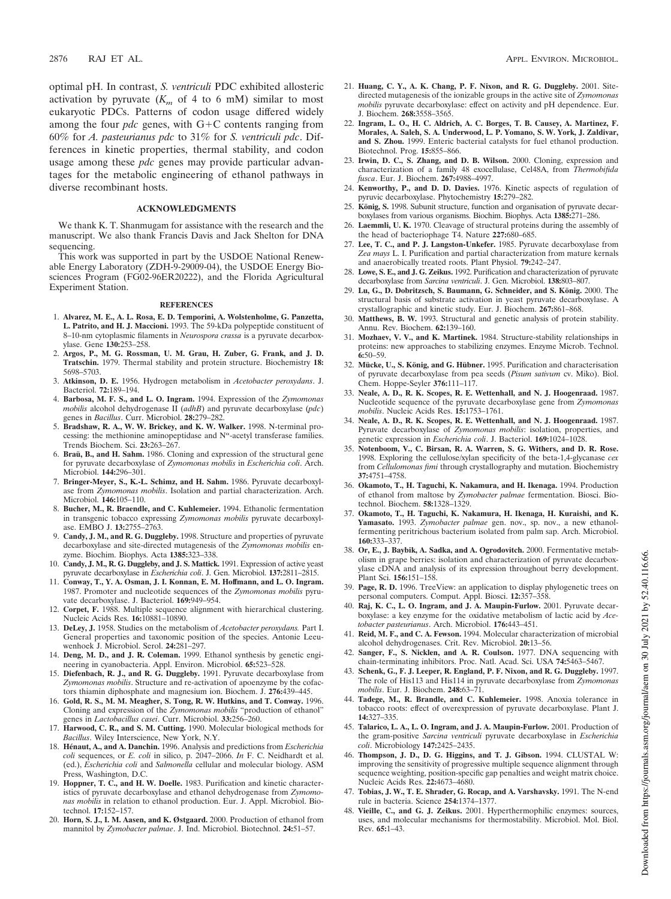optimal pH. In contrast, *S. ventriculi* PDC exhibited allosteric activation by pyruvate ($K_m$ of 4 to 6 mM) similar to most eukaryotic PDCs. Patterns of codon usage differed widely among the four *pdc* genes, with G+C contents ranging from 60% for *A. pasteurianus pdc* to 31% for *S. ventriculi pdc*. Differences in kinetic properties, thermal stability, and codon usage among these *pdc* genes may provide particular advantages for the metabolic engineering of ethanol pathways in diverse recombinant hosts.

## ACKNOWLEDGMENTS

We thank K. T. Shanmugam for assistance with the research and the manuscript. We also thank Francis Davis and Jack Shelton for DNA sequencing.

This work was supported in part by the USDOE National Renewable Energy Laboratory (ZDH-9-29009-04), the USDOE Energy Biosciences Program (FG02-96ER20222), and the Florida Agricultural Experiment Station.

## REFERENCES

1. **Alvarez, M. E., A. L. Rosa, E. D. Temporini, A. Wolstenholme, G. Panzetta, L. Patrito, and H. J. Maccioni.** 1993. The 59-kDa polypeptide constituent of 8–10-nm cytoplasmic filaments in *Neurospora crassa* is a pyruvate decarboxylase. Gene **130:**253–258.
2. **Argos, P., M. G. Rossman, U. M. Grau, H. Zuber, G. Frank, and J. D. Tratschin.** 1979. Thermal stability and protein structure. Biochemistry **18:** 5698–5703.
3. **Atkinson, D. E.** 1956. Hydrogen metabolism in *Acetobacter peroxydans*. J. Bacteriol. **72:**189–194.
4. **Barbosa, M. F. S., and L. O. Ingram.** 1994. Expression of the *Zymomonas mobilis* alcohol dehydrogenase II (*adhB*) and pyruvate decarboxylase (*pdc*) genes in *Bacillus*. Curr. Microbiol. **28:**279–282.
5. **Bradshaw, R. A., W. W. Brickey, and K. W. Walker.** 1998. N-terminal processing: the methionine aminopeptidase and $N^{\alpha}$-acetyl transferase families. Trends Biochem. Sci. **23:**263–267.
6. **Braü, B., and H. Sahm.** 1986. Cloning and expression of the structural gene for pyruvate decarboxylase of *Zymomonas mobilis* in *Escherichia coli*. Arch. Microbiol. **144:**296–301.
7. **Bringer-Meyer, S., K.-L. Schimz, and H. Sahm.** 1986. Pyruvate decarboxylase from *Zymomonas mobilis*. Isolation and partial characterization. Arch. Microbiol. **146:**105–110.
8. **Bucher, M., R. Braendle, and C. Kuhlemeier.** 1994. Ethanolic fermentation in transgenic tobacco expressing *Zymomonas mobilis* pyruvate decarboxylase. EMBO J. **13:**2755–2763.
9. **Candy, J. M., and R. G. Duggleby.** 1998. Structure and properties of pyruvate decarboxylase and site-directed mutagenesis of the *Zymomonas mobilis* enzyme. Biochim. Biophys. Acta **1385:**323–338.
10. **Candy, J. M., R. G. Duggleby, and J. S. Mattick.** 1991. Expression of active yeast pyruvate decarboxylase in *Escherichia coli*. J. Gen. Microbiol. **137:**2811–2815.
11. **Conway, T., Y. A. Osman, J. I. Konnan, E. M. Hoffmann, and L. O. Ingram.** 1987. Promoter and nucleotide sequences of the *Zymomonas mobilis* pyruvate decarboxylase. J. Bacteriol. **169:**949–954.
12. **Corpet, F.** 1988. Multiple sequence alignment with hierarchical clustering. Nucleic Acids Res. **16:**10881–10890.
13. **DeLey, J.** 1958. Studies on the metabolism of *Acetobacter peroxydans.* Part I. General properties and taxonomic position of the species. Antonie Leeuwenhoek J. Microbiol. Serol. **24:**281–297.
14. **Deng, M. D., and J. R. Coleman.** 1999. Ethanol synthesis by genetic engineering in cyanobacteria. Appl. Environ. Microbiol. **65:**523–528.
15. **Diefenbach, R. J., and R. G. Duggleby.** 1991. Pyruvate decarboxylase from *Zymomonas mobilis*. Structure and re-activation of apoenzyme by the cofactors thiamin diphosphate and magnesium ion. Biochem. J. **276:**439–445.
16. **Gold, R. S., M. M. Meagher, S. Tong, R. W. Hutkins, and T. Conway.** 1996. Cloning and expression of the *Zymomonas mobilis* "production of ethanol" genes in *Lactobacillus casei*. Curr. Microbiol. **33:**256–260.
17. **Harwood, C. R., and S. M. Cutting.** 1990. Molecular biological methods for *Bacillus*. Wiley Interscience, New York, N.Y.
18. **Hénaut, A., and A. Danchin.** 1996. Analysis and predictions from *Escherichia coli* sequences, or *E. coli* in silico, p. 2047–2066. *In* F. C. Neidhardt et al. (ed.), *Escherichia coli* and *Salmonella* cellular and molecular biology. ASM Press, Washington, D.C.
19. **Hoppner, T. C., and H. W. Doelle.** 1983. Purification and kinetic characteristics of pyruvate decarboxylase and ethanol dehydrogenase from *Zymomonas mobilis* in relation to ethanol production. Eur. J. Appl. Microbiol. Biotechnol. **17:**152–157.
20. **Horn, S. J., I. M. Aasen, and K. Østgaard.** 2000. Production of ethanol from mannitol by *Zymobacter palmae*. J. Ind. Microbiol. Biotechnol. **24:**51–57.
21. **Huang, C. Y., A. K. Chang, P. F. Nixon, and R. G. Duggleby.** 2001. Site-directed mutagenesis of the ionizable groups in the active site of *Zymomonas mobilis* pyruvate decarboxylase: effect on activity and pH dependence. Eur. J. Biochem. **268:**3558–3565.
22. **Ingram, L. O., H. C. Aldrich, A. C. Borges, T. B. Causey, A. Martinez, F. Morales, A. Saleh, S. A. Underwood, L. P. Yomano, S. W. York, J. Zaldivar, and S. Zhou.** 1999. Enteric bacterial catalysts for fuel ethanol production. Biotechnol. Prog. **15:**855–866.
23. **Irwin, D. C., S. Zhang, and D. B. Wilson.** 2000. Cloning, expression and characterization of a family 48 exocellulase, Cel48A, from *Thermobifida fusca*. Eur. J. Biochem. **267:**4988–4997.
24. **Kenworthy, P., and D. D. Davies.** 1976. Kinetic aspects of regulation of pyruvic decarboxylase. Phytochemistry **15:**279–282.
25. **König, S.** 1998. Subunit structure, function and organisation of pyruvate decarboxylases from various organisms. Biochim. Biophys. Acta **1385:**271–286.
26. **Laemmli, U. K.** 1970. Cleavage of structural proteins during the assembly of the head of bacteriophage T4. Nature **227:**680–685.
27. **Lee, T. C., and P. J. Langston-Unkefer.** 1985. Pyruvate decarboxylase from *Zea mays* L. I. Purification and partial characterization from mature kernals and anaerobically treated roots. Plant Physiol. **79:**242–247.
28. **Lowe, S. E., and J. G. Zeikus.** 1992. Purification and characterization of pyruvate decarboxylase from *Sarcina ventriculi*. J. Gen. Microbiol. **138:**803–807.
29. **Lu, G., D. Dobritzsch, S. Baumann, G. Schneider, and S. König.** 2000. The structural basis of substrate activation in yeast pyruvate decarboxylase. A crystallographic and kinetic study. Eur. J. Biochem. **267:**861–868.
30. **Matthews, B. W.** 1993. Structural and genetic analysis of protein stability. Annu. Rev. Biochem. **62:**139–160.
31. **Mozhaev, V. V., and K. Martinek.** 1984. Structure-stability relationships in proteins: new approaches to stabilizing enzymes. Enzyme Microb. Technol. **6:**50–59.
32. **Mücke, U., S. König, and G. Hübner.** 1995. Purification and characterisation of pyruvate decarboxylase from pea seeds (*Pisum sativum* cv. Miko). Biol. Chem. Hoppe-Seyler **376:**111–117.
33. **Neale, A. D., R. K. Scopes, R. E. Wettenhall, and N. J. Hoogenraad.** 1987. Nucleotide sequence of the pyruvate decarboxylase gene from *Zymomonas mobilis*. Nucleic Acids Res. **15:**1753–1761.
34. **Neale, A. D., R. K. Scopes, R. E. Wettenhall, and N. J. Hoogenraad.** 1987. Pyruvate decarboxylase of *Zymomonas mobilis*: isolation, properties, and genetic expression in *Escherichia coli*. J. Bacteriol. **169:**1024–1028.
35. **Notenboom, V., C. Birsan, R. A. Warren, S. G. Withers, and D. R. Rose.** 1998. Exploring the cellulose/xylan specificity of the beta-1,4-glycanase *cex* from *Cellulomonas fimi* through crystallography and mutation. Biochemistry **37:**4751–4758.
36. **Okamoto, T., H. Taguchi, K. Nakamura, and H. Ikenaga.** 1994. Production of ethanol from maltose by *Zymobacter palmae* fermentation. Biosci. Biotechnol. Biochem. **58:**1328–1329.
37. **Okamoto, T., H. Taguchi, K. Nakamura, H. Ikenaga, H. Kuraishi, and K. Yamasato.** 1993. *Zymobacter palmae* gen. nov., sp. nov., a new ethanol-fermenting peritrichous bacterium isolated from palm sap. Arch. Microbiol. **160:**333–337.
38. **Or, E., J. Baybik, A. Sadka, and A. Ogrodovitch.** 2000. Fermentative metabolism in grape berries: isolation and characterization of pyruvate decarboxylase cDNA and analysis of its expression throughout berry development. Plant Sci. **156:**151–158.
39. **Page, R. D.** 1996. TreeView: an application to display phylogenetic trees on personal computers. Comput. Appl. Biosci. **12:**357–358.
40. **Raj, K. C., L. O. Ingram, and J. A. Maupin-Furlow.** 2001. Pyruvate decarboxylase: a key enzyme for the oxidative metabolism of lactic acid by *Acetobacter pasteurianus*. Arch. Microbiol. **176:**443–451.
41. **Reid, M. F., and C. A. Fewson.** 1994. Molecular characterization of microbial alcohol dehydrogenases. Crit. Rev. Microbiol. **20:**13–56.
42. **Sanger, F., S. Nicklen, and A. R. Coulson.** 1977. DNA sequencing with chain-terminating inhibitors. Proc. Natl. Acad. Sci. USA **74:**5463–5467.
43. **Schenk, G., F. J. Leeper, R. England, P. F. Nixon, and R. G. Duggleby.** 1997. The role of His113 and His114 in pyruvate decarboxylase from *Zymomonas mobilis*. Eur. J. Biochem. **248:**63–71.
44. **Tadege, M., R. Brandle, and C. Kuhlemeier.** 1998. Anoxia tolerance in tobacco roots: effect of overexpression of pyruvate decarboxylase. Plant J. **14:**327–335.
45. **Talarico, L. A., L. O. Ingram, and J. A. Maupin-Furlow.** 2001. Production of the gram-positive *Sarcina ventriculi* pyruvate decarboxylase in *Escherichia coli*. Microbiology **147:**2425–2435.
46. **Thompson, J. D., D. G. Higgins, and T. J. Gibson.** 1994. CLUSTAL W: improving the sensitivity of progressive multiple sequence alignment through sequence weighting, position-specific gap penalties and weight matrix choice. Nucleic Acids Res. **22:**4673–4680.
47. **Tobias, J. W., T. E. Shrader, G. Rocap, and A. Varshavsky.** 1991. The N-end rule in bacteria. Science **254:**1374–1377.
48. **Vieille, C., and G. J. Zeikus.** 2001. Hyperthermophilic enzymes: sources, uses, and molecular mechanisms for thermostability. Microbiol. Mol. Biol. Rev. **65:**1–43.